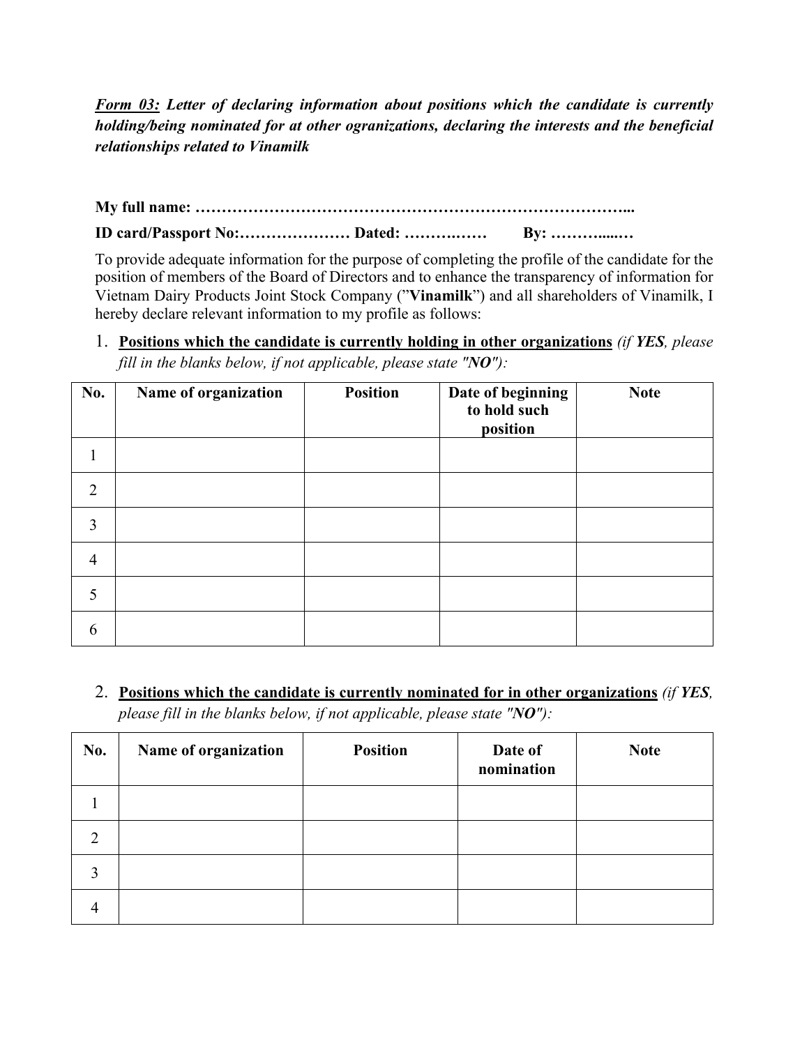***Form 03:*** ***Letter of declaring information about positions which the candidate is currently holding/being nominated for at other ogranizations, declaring the interests and the beneficial relationships related to Vinamilk***

**My full name: ………………………………………………………………………...**

**ID card/Passport No:………………… Dated: ……….…… By: ………....…**

To provide adequate information for the purpose of completing the profile of the candidate for the position of members of the Board of Directors and to enhance the transparency of information for Vietnam Dairy Products Joint Stock Company ("**Vinamilk**") and all shareholders of Vinamilk, I hereby declare relevant information to my profile as follows:

1. **Positions which the candidate is currently holding in other organizations** *(if **YES**, please fill in the blanks below, if not applicable, please state "**NO**"):*

| No. | Name of organization | Position | Date of beginning to hold such position | Note |
|---|---|---|---|---|
| 1 | | | | |
| 2 | | | | |
| 3 | | | | |
| 4 | | | | |
| 5 | | | | |
| 6 | | | | |

2. **Positions which the candidate is currently nominated for in other organizations** *(if **YES**, please fill in the blanks below, if not applicable, please state "**NO**"):*

| No. | Name of organization | Position | Date of nomination | Note |
|---|---|---|---|---|
| 1 | | | | |
| 2 | | | | |
| 3 | | | | |
| 4 | | | | |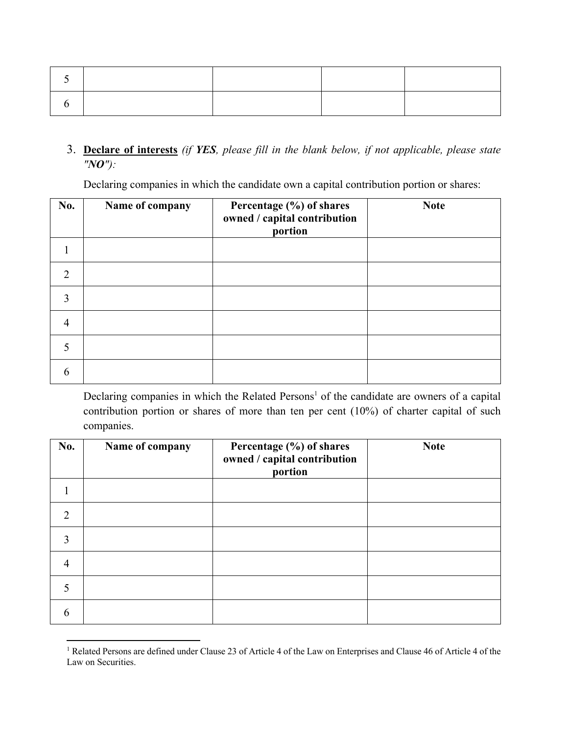| 5 | | | | |
|---|---|---|---|---|
| 6 | | | | |

3. **Declare of interests** *(if **YES**, please fill in the blank below, if not applicable, please state **"NO"**):*

Declaring companies in which the candidate own a capital contribution portion or shares:

| No. | Name of company | Percentage (%) of shares owned / capital contribution portion | Note |
|---|---|---|---|
| 1 | | | |
| 2 | | | |
| 3 | | | |
| 4 | | | |
| 5 | | | |
| 6 | | | |

Declaring companies in which the Related Persons[1] of the candidate are owners of a capital contribution portion or shares of more than ten per cent (10%) of charter capital of such companies.

| No. | Name of company | Percentage (%) of shares owned / capital contribution portion | Note |
|---|---|---|---|
| 1 | | | |
| 2 | | | |
| 3 | | | |
| 4 | | | |
| 5 | | | |
| 6 | | | |

[1] Related Persons are defined under Clause 23 of Article 4 of the Law on Enterprises and Clause 46 of Article 4 of the Law on Securities.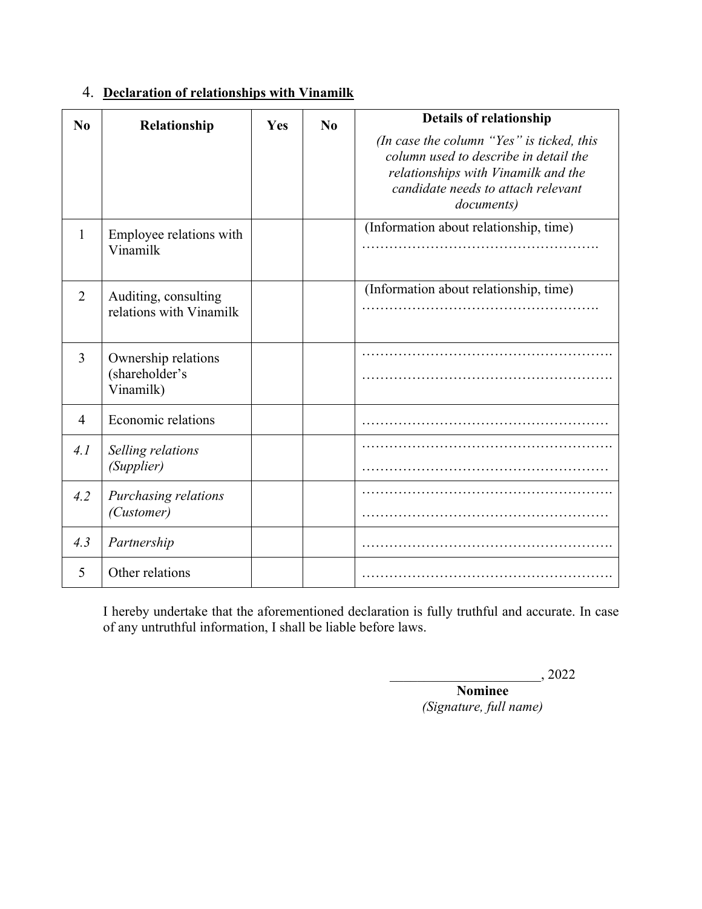4. **Declaration of relationships with Vinamilk**

| No | Relationship | Yes | No | Details of relationship<br>*(In case the column "Yes" is ticked, this column used to describe in detail the relationships with Vinamilk and the candidate needs to attach relevant documents)* |
|---|---|---|---|---|
| 1 | Employee relations with Vinamilk | | | (Information about relationship, time)<br>……………………………………………. |
| 2 | Auditing, consulting relations with Vinamilk | | | (Information about relationship, time)<br>……………………………………………. |
| 3 | Ownership relations (shareholder's Vinamilk) | | | ……………………………………………….<br>………………………………………………. |
| 4 | Economic relations | | | ……………………………………………… |
| *4.1* | *Selling relations (Supplier)* | | | ……………………………………………….<br>……………………………………………… |
| *4.2* | *Purchasing relations (Customer)* | | | ……………………………………………….<br>……………………………………………… |
| *4.3* | *Partnership* | | | ………………………………………………. |
| 5 | Other relations | | | ………………………………………………. |

I hereby undertake that the aforementioned declaration is fully truthful and accurate. In case of any untruthful information, I shall be liable before laws.

_____________________, 2022

**Nominee**

*(Signature, full name)*